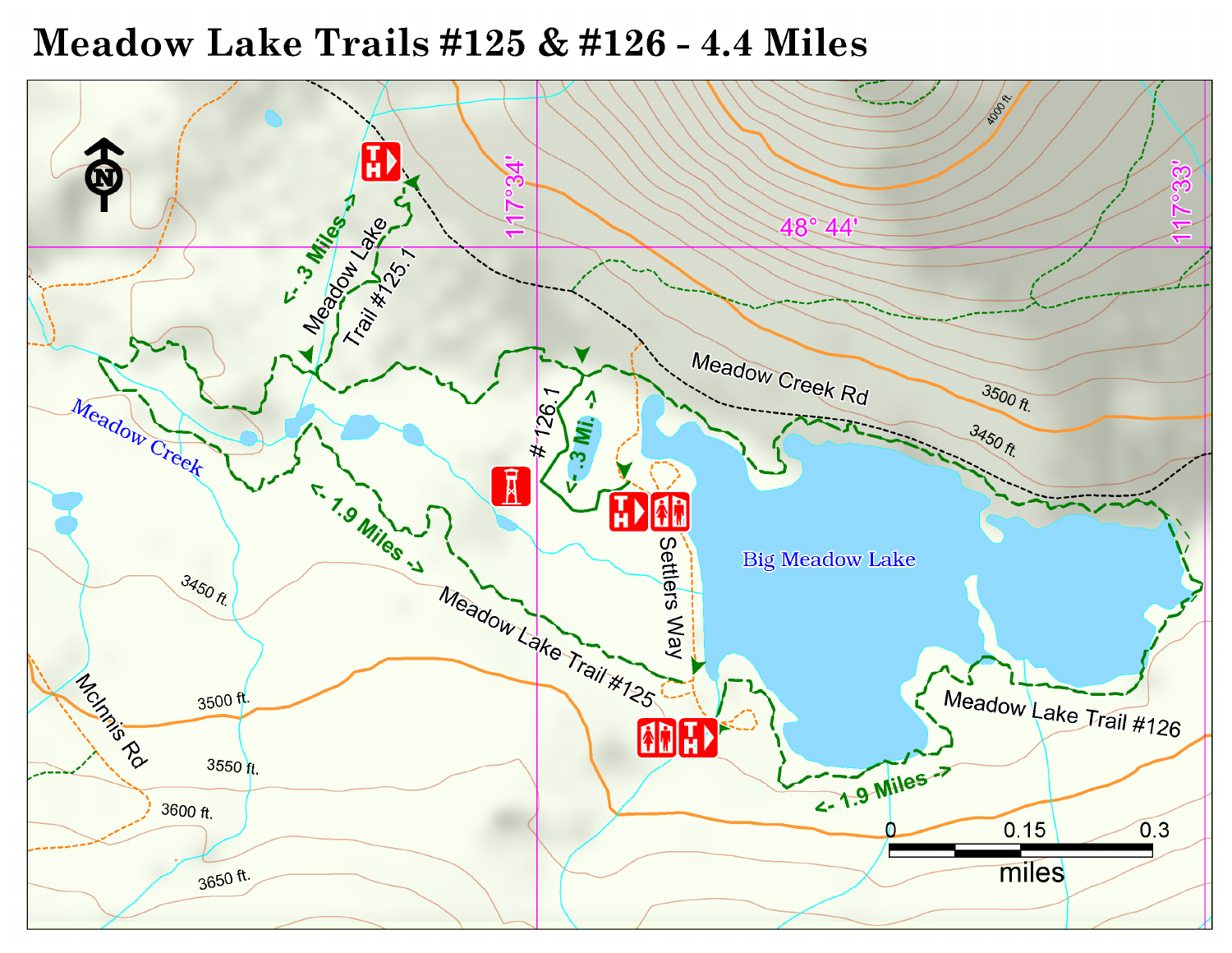# Meadow Lake Trails #125 & #126 - 4.4 Miles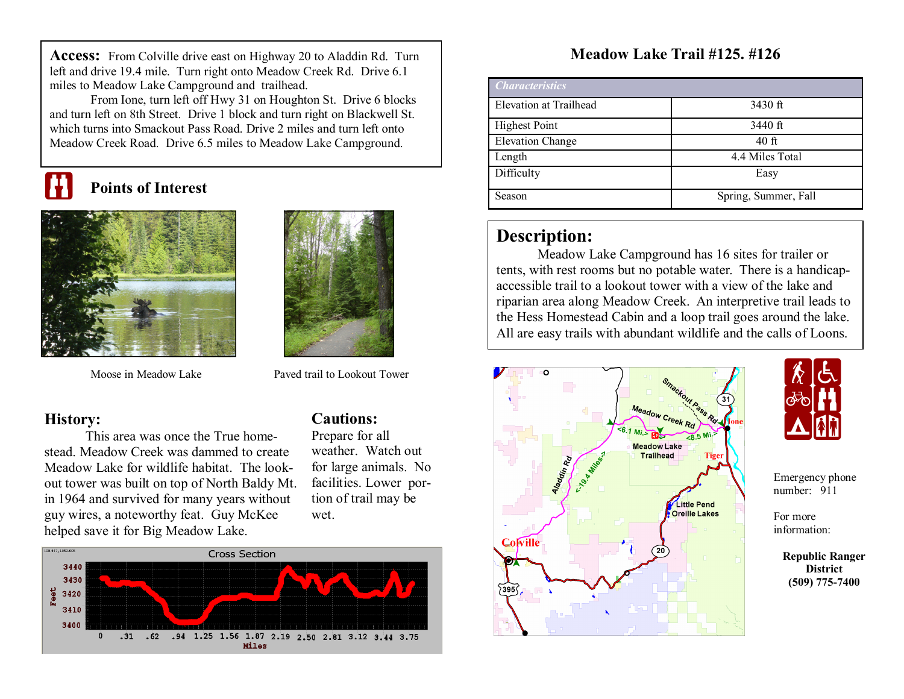**Access:** From Colville drive east on Highway 20 to Aladdin Rd. Turn left and drive 19.4 mile. Turn right onto Meadow Creek Rd. Drive 6.1 miles to Meadow Lake Campground and trailhead.

From Ione, turn left off Hwy 31 on Houghton St. Drive 6 blocks and turn left on 8th Street. Drive 1 block and turn right on Blackwell St. which turns into Smackout Pass Road. Drive 2 miles and turn left onto Meadow Creek Road. Drive 6.5 miles to Meadow Lake Campground.

## Points of Interest

Moose in Meadow Lake

Paved trail to Lookout Tower

## History:

This area was once the True homestead. Meadow Creek was dammed to create Meadow Lake for wildlife habitat. The lookout tower was built on top of North Baldy Mt. in 1964 and survived for many years without guy wires, a noteworthy feat. Guy McKee helped save it for Big Meadow Lake.

## Cautions:

Prepare for all weather. Watch out for large animals. No facilities. Lower portion of trail may be wet.

Cross Section

Feet

3440
3430
3420
3410
3400

0 .31 .62 .94 1.25 1.56 1.87 2.19 2.50 2.81 3.12 3.44 3.75

Miles

# Meadow Lake Trail #125. #126

| *Characteristics* | |
|---|---|
| Elevation at Trailhead | 3430 ft |
| Highest Point | 3440 ft |
| Elevation Change | 40 ft |
| Length | 4.4 Miles Total |
| Difficulty | Easy |
| Season | Spring, Summer, Fall |

## Description:

Meadow Lake Campground has 16 sites for trailer or tents, with rest rooms but no potable water. There is a handicap-accessible trail to a lookout tower with a view of the lake and riparian area along Meadow Creek. An interpretive trail leads to the Hess Homestead Cabin and a loop trail goes around the lake. All are easy trails with abundant wildlife and the calls of Loons.

Smackout Pass Rd
31
Meadow Creek Rd
Ione
<6.1 Mi.>
<8.5 Mi.>
Meadow Lake Trailhead
Tiger
Aladdin Rd
<-19.4 Miles->
Little Pend Oreille Lakes
Colville
20
395

Emergency phone number: 911

For more information:

**Republic Ranger District**
**(509) 775-7400**